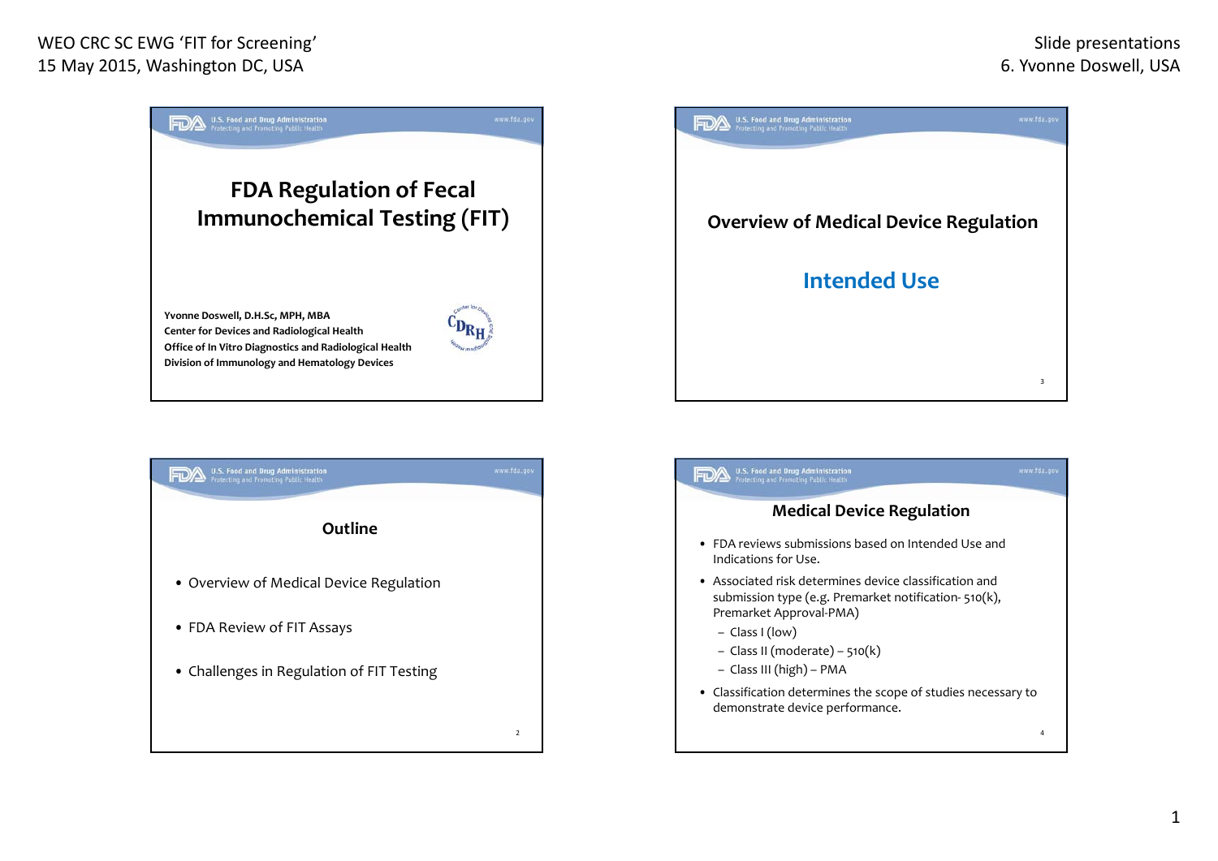# FDA Regulation of Fecal Immunochemical Testing (FIT)

**Yvonne Doswell, D.H.Sc, MPH, MBA**
**Center for Devices and Radiological Health**
**Office of In Vitro Diagnostics and Radiological Health**
**Division of Immunology and Hematology Devices**

## Outline

- Overview of Medical Device Regulation
- FDA Review of FIT Assays
- Challenges in Regulation of FIT Testing

## Overview of Medical Device Regulation

### Intended Use

## Medical Device Regulation

- FDA reviews submissions based on Intended Use and Indications for Use.
- Associated risk determines device classification and submission type (e.g. Premarket notification- 510(k), Premarket Approval-PMA)
  - Class I (low)
  - Class II (moderate) – 510(k)
  - Class III (high) – PMA
- Classification determines the scope of studies necessary to demonstrate device performance.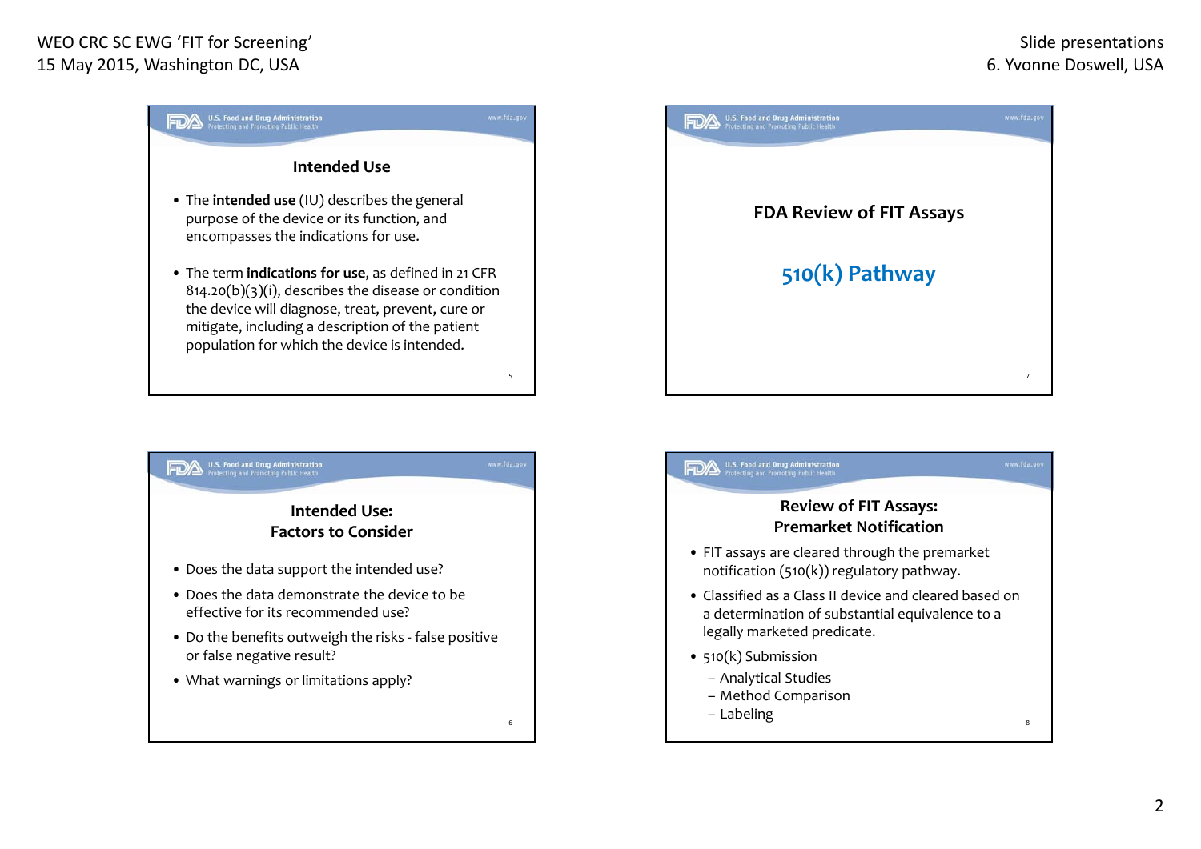## Intended Use

- The **intended use** (IU) describes the general purpose of the device or its function, and encompasses the indications for use.
- The term **indications for use**, as defined in 21 CFR 814.20(b)(3)(i), describes the disease or condition the device will diagnose, treat, prevent, cure or mitigate, including a description of the patient population for which the device is intended.

## Intended Use: Factors to Consider

- Does the data support the intended use?
- Does the data demonstrate the device to be effective for its recommended use?
- Do the benefits outweigh the risks - false positive or false negative result?
- What warnings or limitations apply?

## FDA Review of FIT Assays

### 510(k) Pathway

## Review of FIT Assays: Premarket Notification

- FIT assays are cleared through the premarket notification (510(k)) regulatory pathway.
- Classified as a Class II device and cleared based on a determination of substantial equivalence to a legally marketed predicate.
- 510(k) Submission
  - Analytical Studies
  - Method Comparison
  - Labeling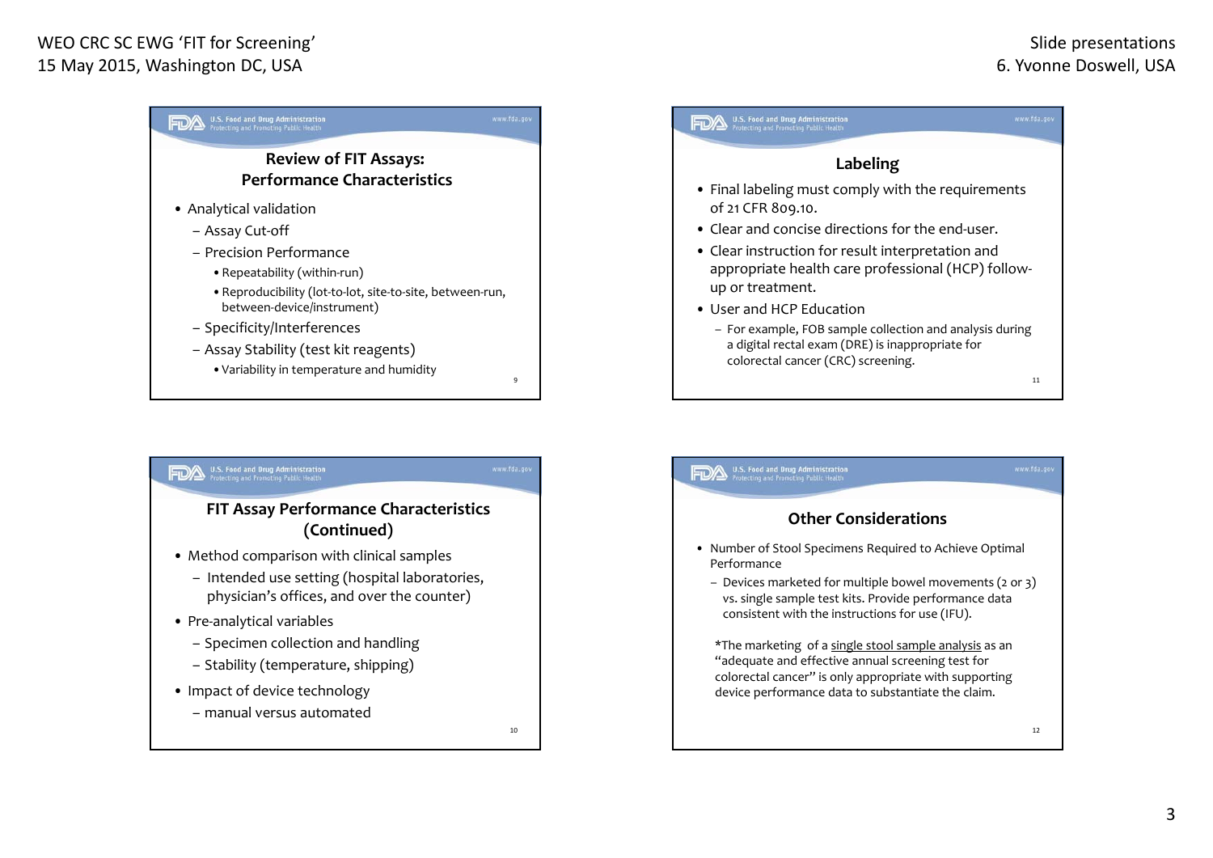## Review of FIT Assays: Performance Characteristics

- Analytical validation
  - Assay Cut-off
  - Precision Performance
    - Repeatability (within-run)
    - Reproducibility (lot-to-lot, site-to-site, between-run, between-device/instrument)
  - Specificity/Interferences
  - Assay Stability (test kit reagents)
    - Variability in temperature and humidity

## FIT Assay Performance Characteristics (Continued)

- Method comparison with clinical samples
  - Intended use setting (hospital laboratories, physician's offices, and over the counter)
- Pre-analytical variables
  - Specimen collection and handling
  - Stability (temperature, shipping)
- Impact of device technology
  - manual versus automated

## Labeling

- Final labeling must comply with the requirements of 21 CFR 809.10.
- Clear and concise directions for the end-user.
- Clear instruction for result interpretation and appropriate health care professional (HCP) follow-up or treatment.
- User and HCP Education
  - For example, FOB sample collection and analysis during a digital rectal exam (DRE) is inappropriate for colorectal cancer (CRC) screening.

## Other Considerations

- Number of Stool Specimens Required to Achieve Optimal Performance
  - Devices marketed for multiple bowel movements (2 or 3) vs. single sample test kits. Provide performance data consistent with the instructions for use (IFU).

*The marketing of a single stool sample analysis as an "adequate and effective annual screening test for colorectal cancer" is only appropriate with supporting device performance data to substantiate the claim.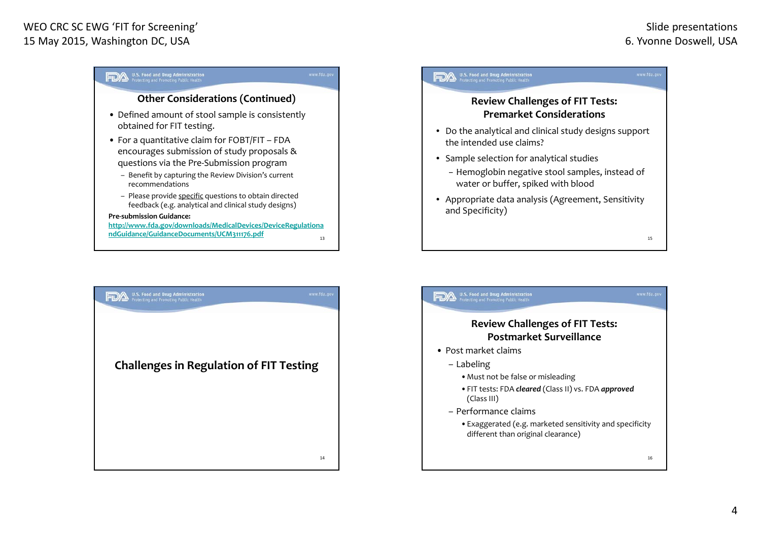## Other Considerations (Continued)

- Defined amount of stool sample is consistently obtained for FIT testing.
- For a quantitative claim for FOBT/FIT – FDA encourages submission of study proposals & questions via the Pre-Submission program
  - Benefit by capturing the Review Division's current recommendations
  - Please provide specific questions to obtain directed feedback (e.g. analytical and clinical study designs)

**Pre-submission Guidance:**
http://www.fda.gov/downloads/MedicalDevices/DeviceRegulationandGuidance/GuidanceDocuments/UCM311176.pdf

## Challenges in Regulation of FIT Testing

## Review Challenges of FIT Tests: Premarket Considerations

- Do the analytical and clinical study designs support the intended use claims?
- Sample selection for analytical studies
  - Hemoglobin negative stool samples, instead of water or buffer, spiked with blood
- Appropriate data analysis (Agreement, Sensitivity and Specificity)

## Review Challenges of FIT Tests: Postmarket Surveillance

- Post market claims
  - Labeling
    - Must not be false or misleading
    - FIT tests: FDA ***cleared*** (Class II) vs. FDA ***approved*** (Class III)
  - Performance claims
    - Exaggerated (e.g. marketed sensitivity and specificity different than original clearance)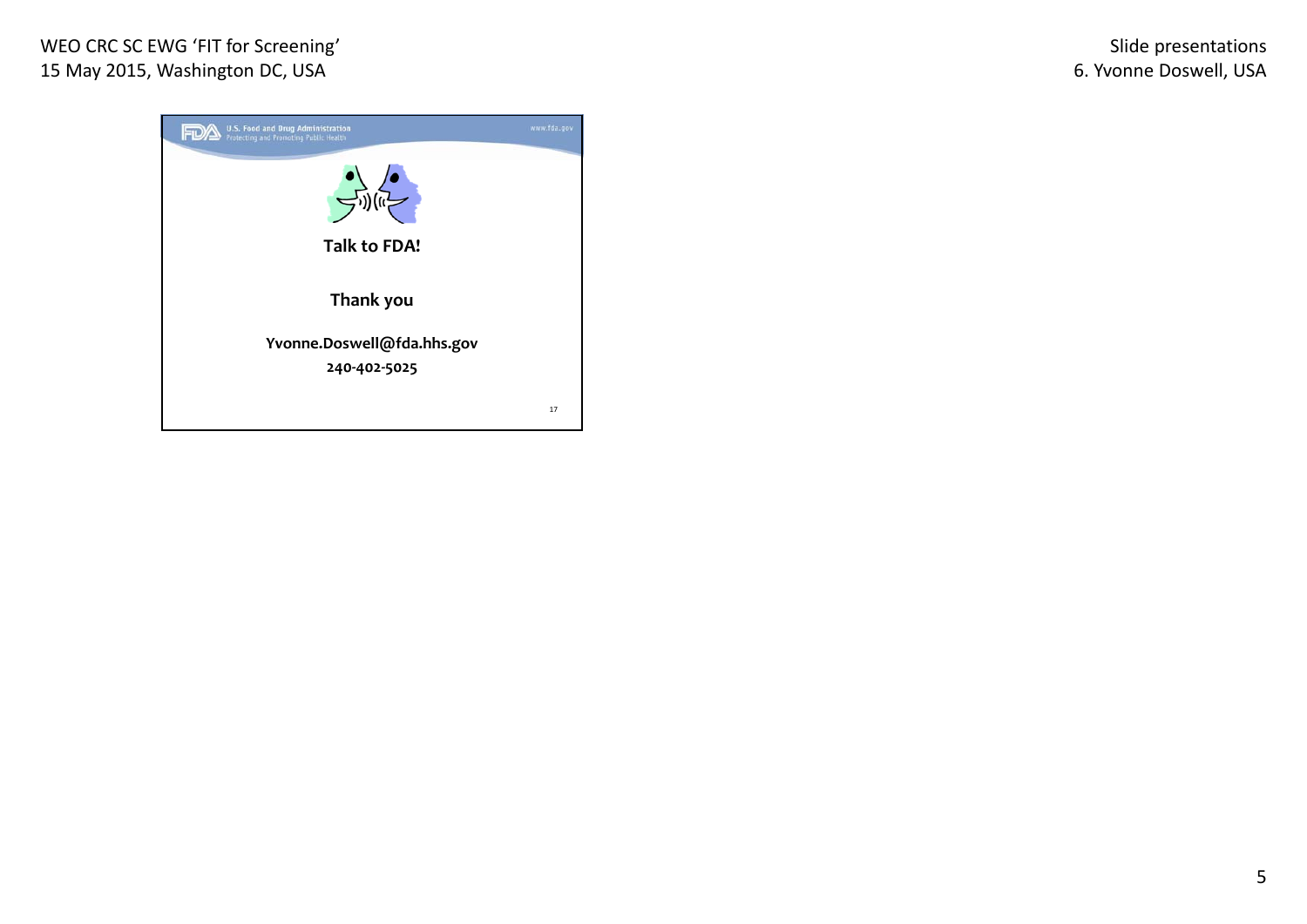U.S. Food and Drug Administration
Protecting and Promoting Public Health

www.fda.gov

**Talk to FDA!**

**Thank you**

**Yvonne.Doswell@fda.hhs.gov**

**240-402-5025**

17